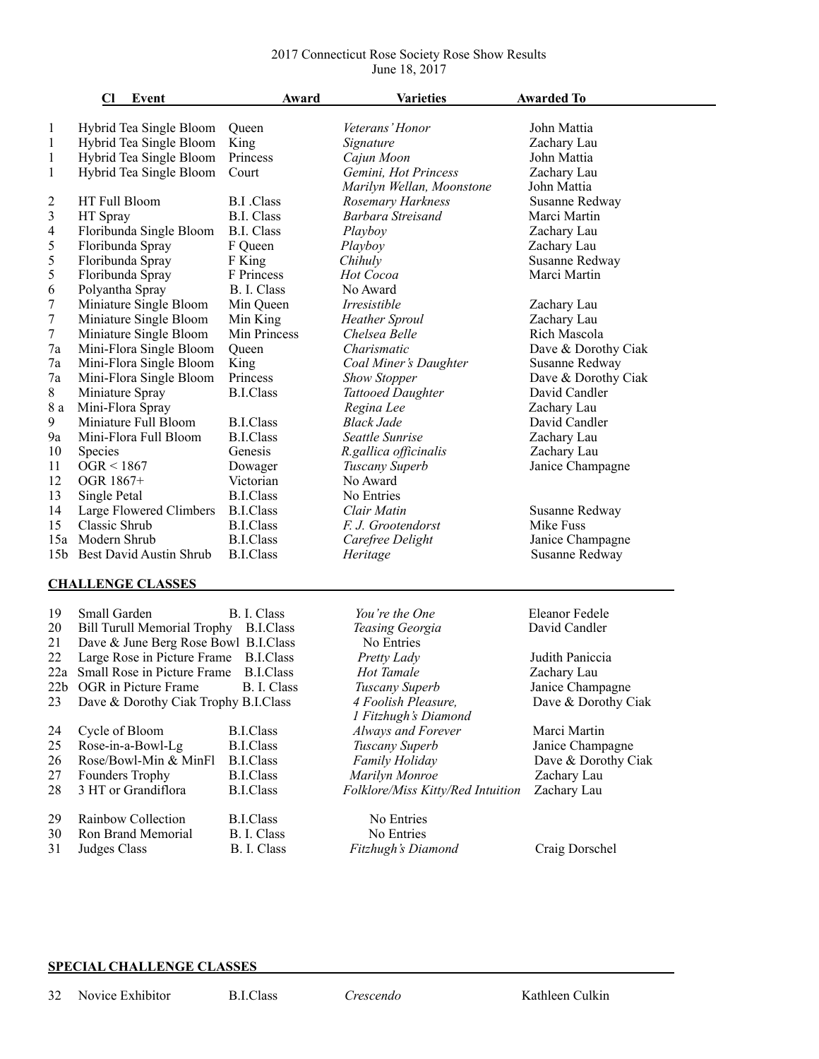# 2017 Connecticut Rose Society Rose Show Results

June 18, 2017

| Cl | Event | Award | Varieties | Awarded To |
|---|---|---|---|---|
| 1 | Hybrid Tea Single Bloom | Queen | *Veterans' Honor* | John Mattia |
| 1 | Hybrid Tea Single Bloom | King | *Signature* | Zachary Lau |
| 1 | Hybrid Tea Single Bloom | Princess | *Cajun Moon* | John Mattia |
| 1 | Hybrid Tea Single Bloom | Court | *Gemini, Hot Princess* | Zachary Lau |
| | | | *Marilyn Wellan, Moonstone* | John Mattia |
| 2 | HT Full Bloom | B.I .Class | *Rosemary Harkness* | Susanne Redway |
| 3 | HT Spray | B.I. Class | *Barbara Streisand* | Marci Martin |
| 4 | Floribunda Single Bloom | B.I. Class | *Playboy* | Zachary Lau |
| 5 | Floribunda Spray | F Queen | *Playboy* | Zachary Lau |
| 5 | Floribunda Spray | F King | *Chihuly* | Susanne Redway |
| 5 | Floribunda Spray | F Princess | *Hot Cocoa* | Marci Martin |
| 6 | Polyantha Spray | B. I. Class | No Award | |
| 7 | Miniature Single Bloom | Min Queen | *Irresistible* | Zachary Lau |
| 7 | Miniature Single Bloom | Min King | *Heather Sproul* | Zachary Lau |
| 7 | Miniature Single Bloom | Min Princess | *Chelsea Belle* | Rich Mascola |
| 7a | Mini-Flora Single Bloom | Queen | *Charismatic* | Dave & Dorothy Ciak |
| 7a | Mini-Flora Single Bloom | King | *Coal Miner's Daughter* | Susanne Redway |
| 7a | Mini-Flora Single Bloom | Princess | *Show Stopper* | Dave & Dorothy Ciak |
| 8 | Miniature Spray | B.I.Class | *Tattooed Daughter* | David Candler |
| 8 a | Mini-Flora Spray | | *Regina Lee* | Zachary Lau |
| 9 | Miniature Full Bloom | B.I.Class | *Black Jade* | David Candler |
| 9a | Mini-Flora Full Bloom | B.I.Class | *Seattle Sunrise* | Zachary Lau |
| 10 | Species | Genesis | *R.gallica officinalis* | Zachary Lau |
| 11 | OGR < 1867 | Dowager | *Tuscany Superb* | Janice Champagne |
| 12 | OGR 1867+ | Victorian | No Award | |
| 13 | Single Petal | B.I.Class | No Entries | |
| 14 | Large Flowered Climbers | B.I.Class | *Clair Matin* | Susanne Redway |
| 15 | Classic Shrub | B.I.Class | *F. J. Grootendorst* | Mike Fuss |
| 15a | Modern Shrub | B.I.Class | *Carefree Delight* | Janice Champagne |
| 15b | Best David Austin Shrub | B.I.Class | *Heritage* | Susanne Redway |

## CHALLENGE CLASSES

| Cl | Event | Award | Varieties | Awarded To |
|---|---|---|---|---|
| 19 | Small Garden | B. I. Class | *You're the One* | Eleanor Fedele |
| 20 | Bill Turull Memorial Trophy | B.I.Class | *Teasing Georgia* | David Candler |
| 21 | Dave & June Berg Rose Bowl | B.I.Class | No Entries | |
| 22 | Large Rose in Picture Frame | B.I.Class | *Pretty Lady* | Judith Paniccia |
| 22a | Small Rose in Picture Frame | B.I.Class | *Hot Tamale* | Zachary Lau |
| 22b | OGR in Picture Frame | B. I. Class | *Tuscany Superb* | Janice Champagne |
| 23 | Dave & Dorothy Ciak Trophy | B.I.Class | *4 Foolish Pleasure, 1 Fitzhugh's Diamond* | Dave & Dorothy Ciak |
| 24 | Cycle of Bloom | B.I.Class | *Always and Forever* | Marci Martin |
| 25 | Rose-in-a-Bowl-Lg | B.I.Class | *Tuscany Superb* | Janice Champagne |
| 26 | Rose/Bowl-Min & MinFl | B.I.Class | *Family Holiday* | Dave & Dorothy Ciak |
| 27 | Founders Trophy | B.I.Class | *Marilyn Monroe* | Zachary Lau |
| 28 | 3 HT or Grandiflora | B.I.Class | *Folklore/Miss Kitty/Red Intuition* | Zachary Lau |
| 29 | Rainbow Collection | B.I.Class | No Entries | |
| 30 | Ron Brand Memorial | B. I. Class | No Entries | |
| 31 | Judges Class | B. I. Class | *Fitzhugh's Diamond* | Craig Dorschel |

## SPECIAL CHALLENGE CLASSES

| Cl | Event | Award | Varieties | Awarded To |
|---|---|---|---|---|
| 32 | Novice Exhibitor | B.I.Class | *Crescendo* | Kathleen Culkin |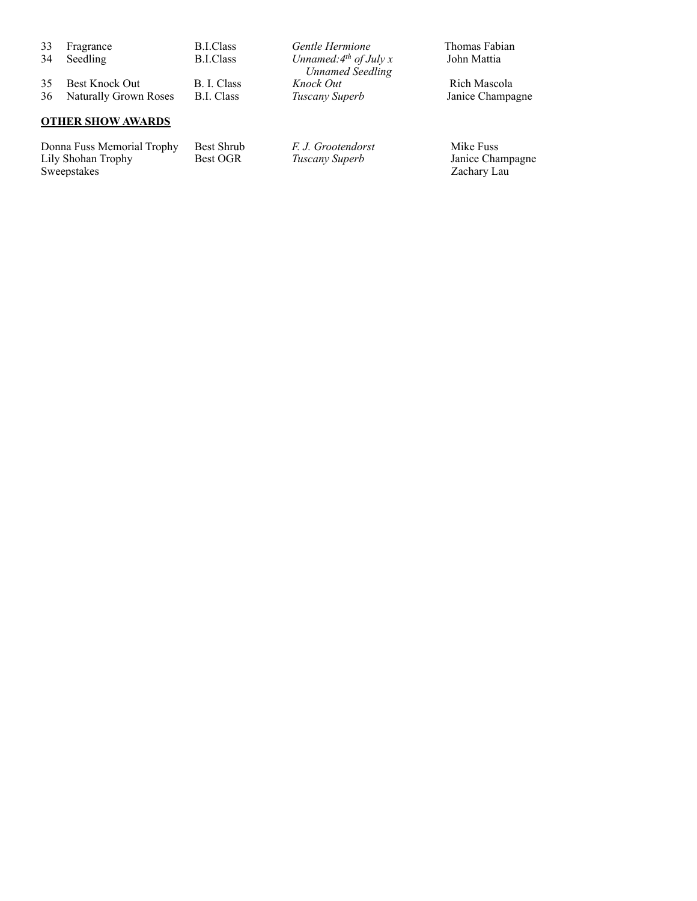| | | | | |
|---|---|---|---|---|
| 33 | Fragrance | B.I.Class | *Gentle Hermione* | Thomas Fabian |
| 34 | Seedling | B.I.Class | *Unnamed:4th of July x Unnamed Seedling* | John Mattia |
| 35 | Best Knock Out | B. I. Class | *Knock Out* | Rich Mascola |
| 36 | Naturally Grown Roses | B.I. Class | *Tuscany Superb* | Janice Champagne |

**OTHER SHOW AWARDS**

| | | | |
|---|---|---|---|
| Donna Fuss Memorial Trophy | Best Shrub | *F. J. Grootendorst* | Mike Fuss |
| Lily Shohan Trophy | Best OGR | *Tuscany Superb* | Janice Champagne |
| Sweepstakes | | | Zachary Lau |